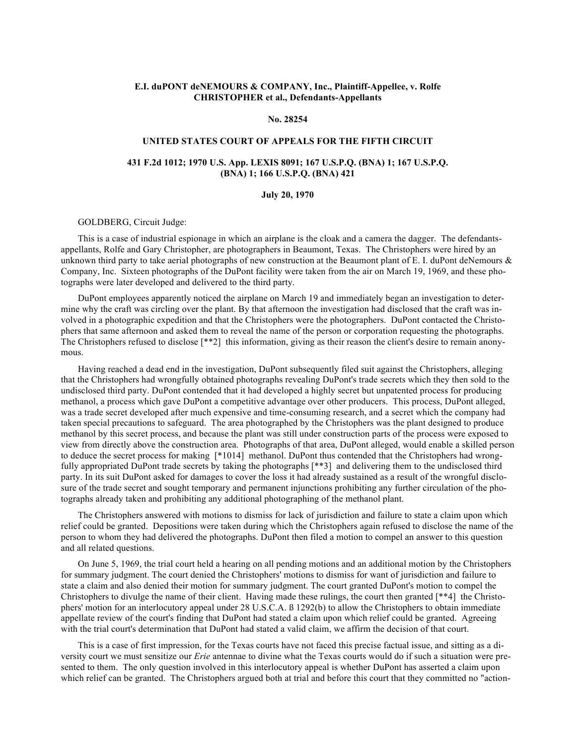**E.I. duPONT deNEMOURS & COMPANY, Inc., Plaintiff-Appellee, v. Rolfe CHRISTOPHER et al., Defendants-Appellants**

**No. 28254**

**UNITED STATES COURT OF APPEALS FOR THE FIFTH CIRCUIT**

**431 F.2d 1012; 1970 U.S. App. LEXIS 8091; 167 U.S.P.Q. (BNA) 1; 167 U.S.P.Q. (BNA) 1; 166 U.S.P.Q. (BNA) 421**

**July 20, 1970**

GOLDBERG, Circuit Judge:

This is a case of industrial espionage in which an airplane is the cloak and a camera the dagger. The defendants-appellants, Rolfe and Gary Christopher, are photographers in Beaumont, Texas. The Christophers were hired by an unknown third party to take aerial photographs of new construction at the Beaumont plant of E. I. duPont deNemours & Company, Inc. Sixteen photographs of the DuPont facility were taken from the air on March 19, 1969, and these photographs were later developed and delivered to the third party.

DuPont employees apparently noticed the airplane on March 19 and immediately began an investigation to determine why the craft was circling over the plant. By that afternoon the investigation had disclosed that the craft was involved in a photographic expedition and that the Christophers were the photographers. DuPont contacted the Christophers that same afternoon and asked them to reveal the name of the person or corporation requesting the photographs. The Christophers refused to disclose [**2] this information, giving as their reason the client's desire to remain anonymous.

Having reached a dead end in the investigation, DuPont subsequently filed suit against the Christophers, alleging that the Christophers had wrongfully obtained photographs revealing DuPont's trade secrets which they then sold to the undisclosed third party. DuPont contended that it had developed a highly secret but unpatented process for producing methanol, a process which gave DuPont a competitive advantage over other producers. This process, DuPont alleged, was a trade secret developed after much expensive and time-consuming research, and a secret which the company had taken special precautions to safeguard. The area photographed by the Christophers was the plant designed to produce methanol by this secret process, and because the plant was still under construction parts of the process were exposed to view from directly above the construction area. Photographs of that area, DuPont alleged, would enable a skilled person to deduce the secret process for making [*1014] methanol. DuPont thus contended that the Christophers had wrongfully appropriated DuPont trade secrets by taking the photographs [**3] and delivering them to the undisclosed third party. In its suit DuPont asked for damages to cover the loss it had already sustained as a result of the wrongful disclosure of the trade secret and sought temporary and permanent injunctions prohibiting any further circulation of the photographs already taken and prohibiting any additional photographing of the methanol plant.

The Christophers answered with motions to dismiss for lack of jurisdiction and failure to state a claim upon which relief could be granted. Depositions were taken during which the Christophers again refused to disclose the name of the person to whom they had delivered the photographs. DuPont then filed a motion to compel an answer to this question and all related questions.

On June 5, 1969, the trial court held a hearing on all pending motions and an additional motion by the Christophers for summary judgment. The court denied the Christophers' motions to dismiss for want of jurisdiction and failure to state a claim and also denied their motion for summary judgment. The court granted DuPont's motion to compel the Christophers to divulge the name of their client. Having made these rulings, the court then granted [**4] the Christophers' motion for an interlocutory appeal under 28 U.S.C.A. ß 1292(b) to allow the Christophers to obtain immediate appellate review of the court's finding that DuPont had stated a claim upon which relief could be granted. Agreeing with the trial court's determination that DuPont had stated a valid claim, we affirm the decision of that court.

This is a case of first impression, for the Texas courts have not faced this precise factual issue, and sitting as a diversity court we must sensitize our *Erie* antennae to divine what the Texas courts would do if such a situation were presented to them. The only question involved in this interlocutory appeal is whether DuPont has asserted a claim upon which relief can be granted. The Christophers argued both at trial and before this court that they committed no "action-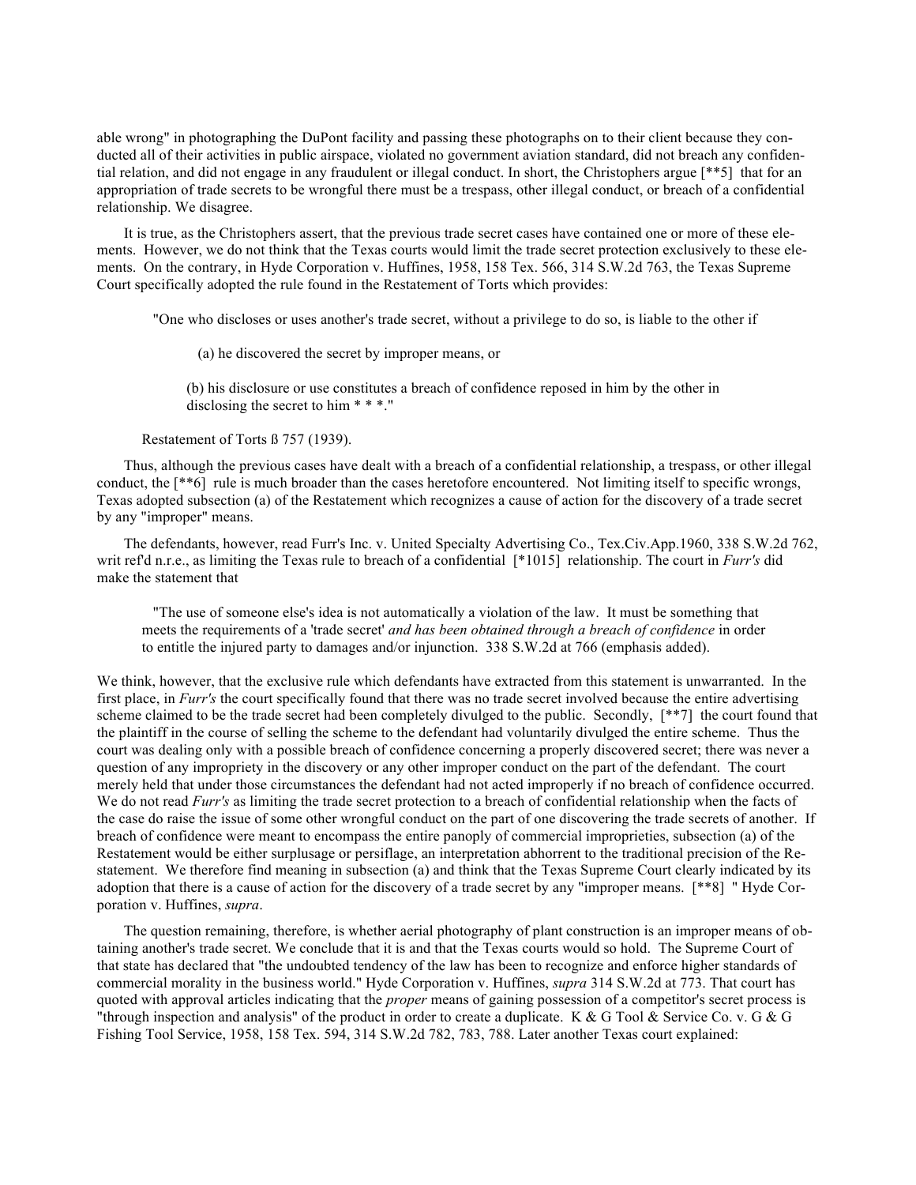able wrong" in photographing the DuPont facility and passing these photographs on to their client because they conducted all of their activities in public airspace, violated no government aviation standard, did not breach any confidential relation, and did not engage in any fraudulent or illegal conduct. In short, the Christophers argue [**5] that for an appropriation of trade secrets to be wrongful there must be a trespass, other illegal conduct, or breach of a confidential relationship. We disagree.

It is true, as the Christophers assert, that the previous trade secret cases have contained one or more of these elements. However, we do not think that the Texas courts would limit the trade secret protection exclusively to these elements. On the contrary, in Hyde Corporation v. Huffines, 1958, 158 Tex. 566, 314 S.W.2d 763, the Texas Supreme Court specifically adopted the rule found in the Restatement of Torts which provides:

> "One who discloses or uses another's trade secret, without a privilege to do so, is liable to the other if
>
> (a) he discovered the secret by improper means, or
>
> (b) his disclosure or use constitutes a breach of confidence reposed in him by the other in disclosing the secret to him * * *."

Restatement of Torts ß 757 (1939).

Thus, although the previous cases have dealt with a breach of a confidential relationship, a trespass, or other illegal conduct, the [**6] rule is much broader than the cases heretofore encountered. Not limiting itself to specific wrongs, Texas adopted subsection (a) of the Restatement which recognizes a cause of action for the discovery of a trade secret by any "improper" means.

The defendants, however, read Furr's Inc. v. United Specialty Advertising Co., Tex.Civ.App.1960, 338 S.W.2d 762, writ ref'd n.r.e., as limiting the Texas rule to breach of a confidential [*1015] relationship. The court in *Furr's* did make the statement that

> "The use of someone else's idea is not automatically a violation of the law. It must be something that meets the requirements of a 'trade secret' *and has been obtained through a breach of confidence* in order to entitle the injured party to damages and/or injunction. 338 S.W.2d at 766 (emphasis added).

We think, however, that the exclusive rule which defendants have extracted from this statement is unwarranted. In the first place, in *Furr's* the court specifically found that there was no trade secret involved because the entire advertising scheme claimed to be the trade secret had been completely divulged to the public. Secondly, [**7] the court found that the plaintiff in the course of selling the scheme to the defendant had voluntarily divulged the entire scheme. Thus the court was dealing only with a possible breach of confidence concerning a properly discovered secret; there was never a question of any impropriety in the discovery or any other improper conduct on the part of the defendant. The court merely held that under those circumstances the defendant had not acted improperly if no breach of confidence occurred. We do not read *Furr's* as limiting the trade secret protection to a breach of confidential relationship when the facts of the case do raise the issue of some other wrongful conduct on the part of one discovering the trade secrets of another. If breach of confidence were meant to encompass the entire panoply of commercial improprieties, subsection (a) of the Restatement would be either surplusage or persiflage, an interpretation abhorrent to the traditional precision of the Restatement. We therefore find meaning in subsection (a) and think that the Texas Supreme Court clearly indicated by its adoption that there is a cause of action for the discovery of a trade secret by any "improper means. [**8] " Hyde Corporation v. Huffines, *supra*.

The question remaining, therefore, is whether aerial photography of plant construction is an improper means of obtaining another's trade secret. We conclude that it is and that the Texas courts would so hold. The Supreme Court of that state has declared that "the undoubted tendency of the law has been to recognize and enforce higher standards of commercial morality in the business world." Hyde Corporation v. Huffines, *supra* 314 S.W.2d at 773. That court has quoted with approval articles indicating that the *proper* means of gaining possession of a competitor's secret process is "through inspection and analysis" of the product in order to create a duplicate. K & G Tool & Service Co. v. G & G Fishing Tool Service, 1958, 158 Tex. 594, 314 S.W.2d 782, 783, 788. Later another Texas court explained: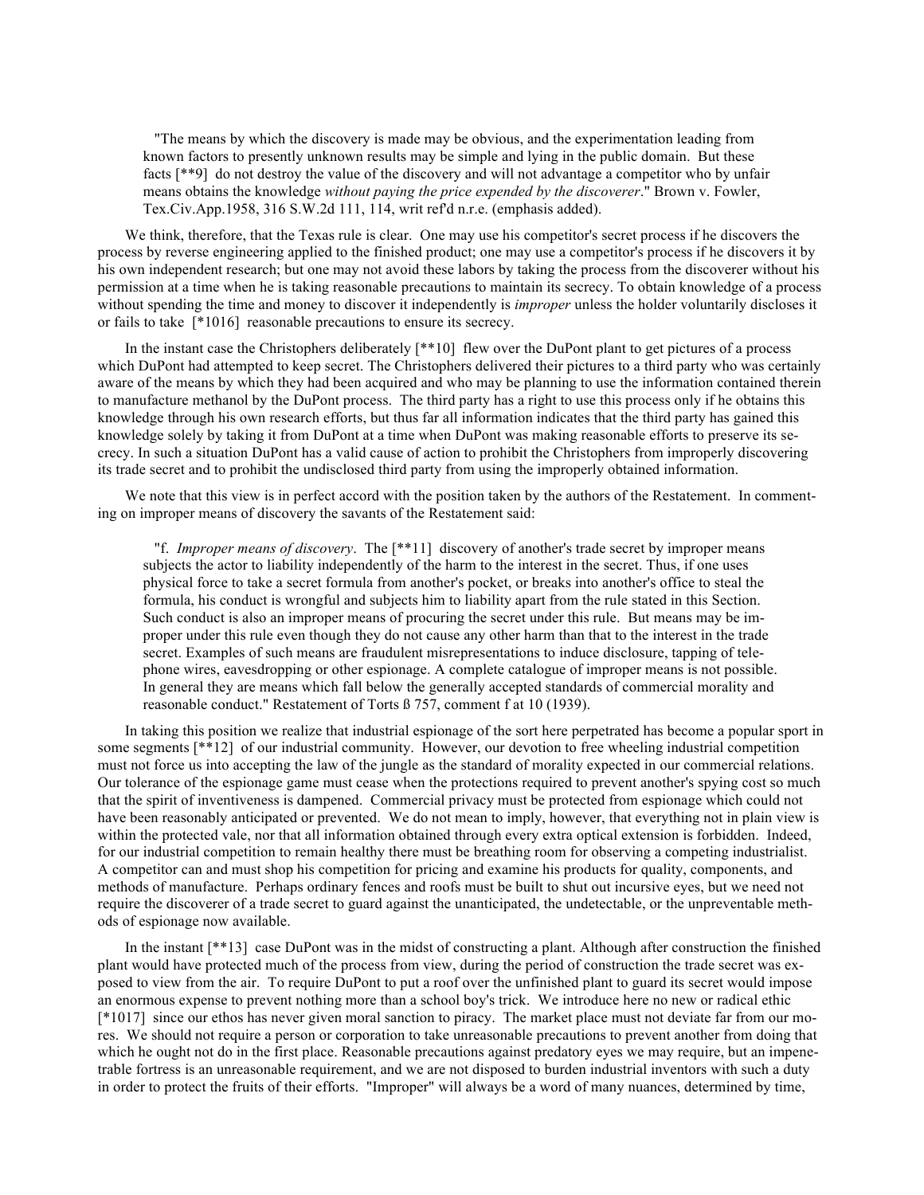"The means by which the discovery is made may be obvious, and the experimentation leading from known factors to presently unknown results may be simple and lying in the public domain. But these facts [**9] do not destroy the value of the discovery and will not advantage a competitor who by unfair means obtains the knowledge *without paying the price expended by the discoverer*." Brown v. Fowler, Tex.Civ.App.1958, 316 S.W.2d 111, 114, writ ref'd n.r.e. (emphasis added).

We think, therefore, that the Texas rule is clear. One may use his competitor's secret process if he discovers the process by reverse engineering applied to the finished product; one may use a competitor's process if he discovers it by his own independent research; but one may not avoid these labors by taking the process from the discoverer without his permission at a time when he is taking reasonable precautions to maintain its secrecy. To obtain knowledge of a process without spending the time and money to discover it independently is *improper* unless the holder voluntarily discloses it or fails to take [*1016] reasonable precautions to ensure its secrecy.

In the instant case the Christophers deliberately [**10] flew over the DuPont plant to get pictures of a process which DuPont had attempted to keep secret. The Christophers delivered their pictures to a third party who was certainly aware of the means by which they had been acquired and who may be planning to use the information contained therein to manufacture methanol by the DuPont process. The third party has a right to use this process only if he obtains this knowledge through his own research efforts, but thus far all information indicates that the third party has gained this knowledge solely by taking it from DuPont at a time when DuPont was making reasonable efforts to preserve its secrecy. In such a situation DuPont has a valid cause of action to prohibit the Christophers from improperly discovering its trade secret and to prohibit the undisclosed third party from using the improperly obtained information.

We note that this view is in perfect accord with the position taken by the authors of the Restatement. In commenting on improper means of discovery the savants of the Restatement said:

"f. *Improper means of discovery*. The [**11] discovery of another's trade secret by improper means subjects the actor to liability independently of the harm to the interest in the secret. Thus, if one uses physical force to take a secret formula from another's pocket, or breaks into another's office to steal the formula, his conduct is wrongful and subjects him to liability apart from the rule stated in this Section. Such conduct is also an improper means of procuring the secret under this rule. But means may be improper under this rule even though they do not cause any other harm than that to the interest in the trade secret. Examples of such means are fraudulent misrepresentations to induce disclosure, tapping of telephone wires, eavesdropping or other espionage. A complete catalogue of improper means is not possible. In general they are means which fall below the generally accepted standards of commercial morality and reasonable conduct." Restatement of Torts ß 757, comment f at 10 (1939).

In taking this position we realize that industrial espionage of the sort here perpetrated has become a popular sport in some segments [**12] of our industrial community. However, our devotion to free wheeling industrial competition must not force us into accepting the law of the jungle as the standard of morality expected in our commercial relations. Our tolerance of the espionage game must cease when the protections required to prevent another's spying cost so much that the spirit of inventiveness is dampened. Commercial privacy must be protected from espionage which could not have been reasonably anticipated or prevented. We do not mean to imply, however, that everything not in plain view is within the protected vale, nor that all information obtained through every extra optical extension is forbidden. Indeed, for our industrial competition to remain healthy there must be breathing room for observing a competing industrialist. A competitor can and must shop his competition for pricing and examine his products for quality, components, and methods of manufacture. Perhaps ordinary fences and roofs must be built to shut out incursive eyes, but we need not require the discoverer of a trade secret to guard against the unanticipated, the undetectable, or the unpreventable methods of espionage now available.

In the instant [**13] case DuPont was in the midst of constructing a plant. Although after construction the finished plant would have protected much of the process from view, during the period of construction the trade secret was exposed to view from the air. To require DuPont to put a roof over the unfinished plant to guard its secret would impose an enormous expense to prevent nothing more than a school boy's trick. We introduce here no new or radical ethic [*1017] since our ethos has never given moral sanction to piracy. The market place must not deviate far from our mores. We should not require a person or corporation to take unreasonable precautions to prevent another from doing that which he ought not do in the first place. Reasonable precautions against predatory eyes we may require, but an impenetrable fortress is an unreasonable requirement, and we are not disposed to burden industrial inventors with such a duty in order to protect the fruits of their efforts. "Improper" will always be a word of many nuances, determined by time,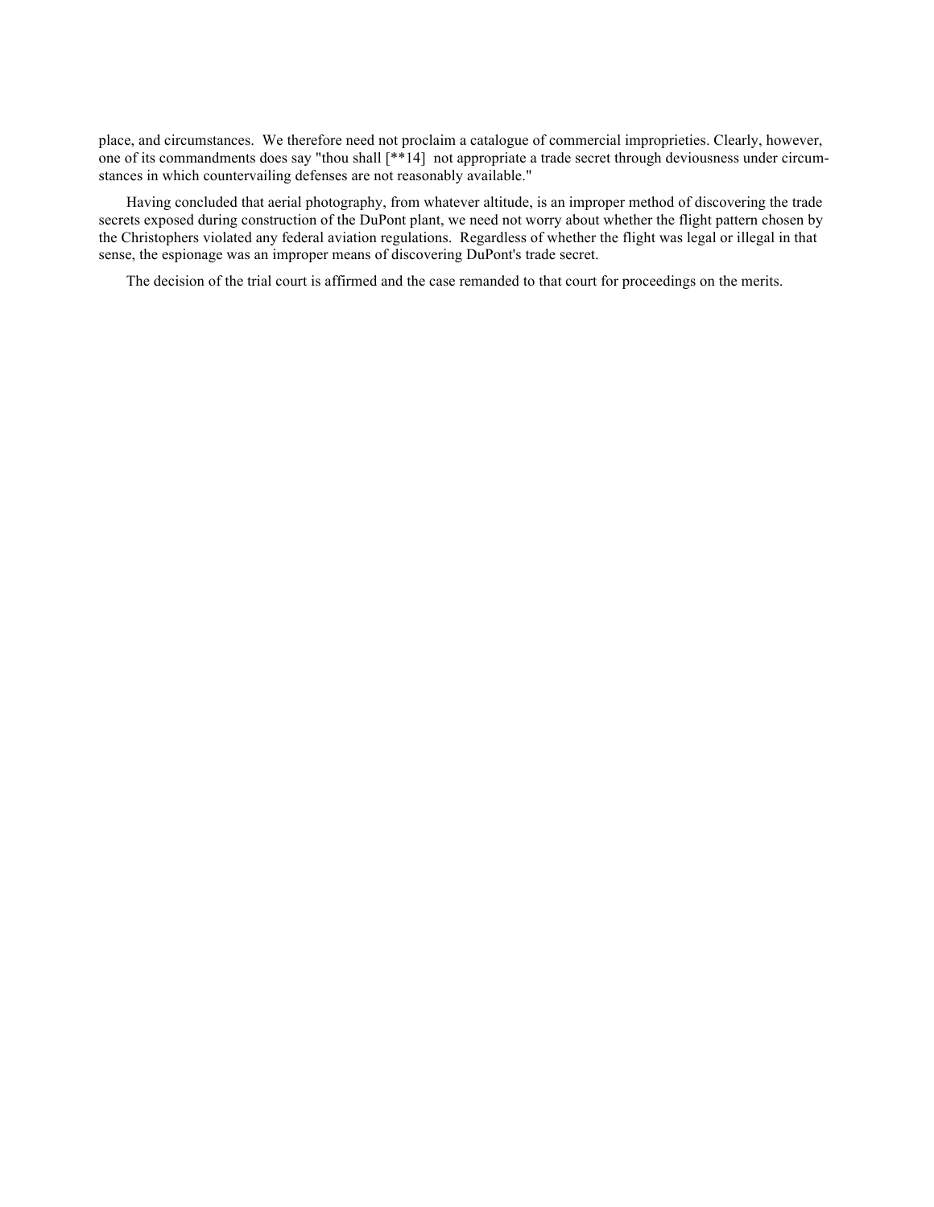place, and circumstances. We therefore need not proclaim a catalogue of commercial improprieties. Clearly, however, one of its commandments does say "thou shall [**14] not appropriate a trade secret through deviousness under circumstances in which countervailing defenses are not reasonably available."

Having concluded that aerial photography, from whatever altitude, is an improper method of discovering the trade secrets exposed during construction of the DuPont plant, we need not worry about whether the flight pattern chosen by the Christophers violated any federal aviation regulations. Regardless of whether the flight was legal or illegal in that sense, the espionage was an improper means of discovering DuPont's trade secret.

The decision of the trial court is affirmed and the case remanded to that court for proceedings on the merits.